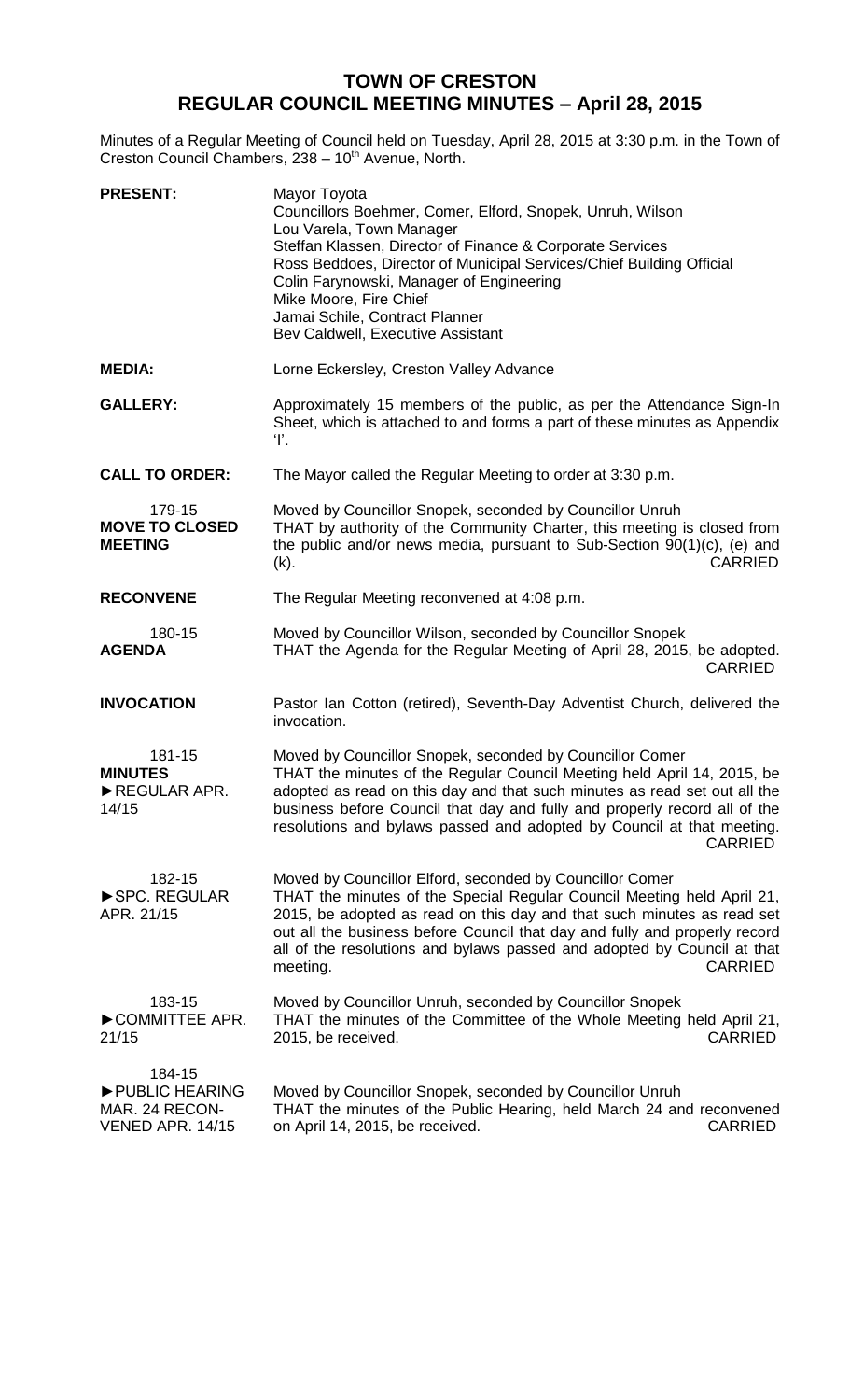# TOWN OF CRESTON
## REGULAR COUNCIL MEETING MINUTES – April 28, 2015

Minutes of a Regular Meeting of Council held on Tuesday, April 28, 2015 at 3:30 p.m. in the Town of Creston Council Chambers, 238 – 10th Avenue, North.

**PRESENT:** Mayor Toyota
Councillors Boehmer, Comer, Elford, Snopek, Unruh, Wilson
Lou Varela, Town Manager
Steffan Klassen, Director of Finance & Corporate Services
Ross Beddoes, Director of Municipal Services/Chief Building Official
Colin Farynowski, Manager of Engineering
Mike Moore, Fire Chief
Jamai Schile, Contract Planner
Bev Caldwell, Executive Assistant

**MEDIA:** Lorne Eckersley, Creston Valley Advance

**GALLERY:** Approximately 15 members of the public, as per the Attendance Sign-In Sheet, which is attached to and forms a part of these minutes as Appendix 'I'.

**CALL TO ORDER:** The Mayor called the Regular Meeting to order at 3:30 p.m.

179-15
**MOVE TO CLOSED MEETING**

Moved by Councillor Snopek, seconded by Councillor Unruh
THAT by authority of the Community Charter, this meeting is closed from the public and/or news media, pursuant to Sub-Section 90(1)(c), (e) and (k). CARRIED

**RECONVENE** The Regular Meeting reconvened at 4:08 p.m.

180-15
**AGENDA**

Moved by Councillor Wilson, seconded by Councillor Snopek
THAT the Agenda for the Regular Meeting of April 28, 2015, be adopted. CARRIED

**INVOCATION** Pastor Ian Cotton (retired), Seventh-Day Adventist Church, delivered the invocation.

181-15
**MINUTES**
►REGULAR APR. 14/15

Moved by Councillor Snopek, seconded by Councillor Comer
THAT the minutes of the Regular Council Meeting held April 14, 2015, be adopted as read on this day and that such minutes as read set out all the business before Council that day and fully and properly record all of the resolutions and bylaws passed and adopted by Council at that meeting. CARRIED

182-15
►SPC. REGULAR APR. 21/15

Moved by Councillor Elford, seconded by Councillor Comer
THAT the minutes of the Special Regular Council Meeting held April 21, 2015, be adopted as read on this day and that such minutes as read set out all the business before Council that day and fully and properly record all of the resolutions and bylaws passed and adopted by Council at that meeting. CARRIED

183-15
►COMMITTEE APR. 21/15

Moved by Councillor Unruh, seconded by Councillor Snopek
THAT the minutes of the Committee of the Whole Meeting held April 21, 2015, be received. CARRIED

184-15
►PUBLIC HEARING MAR. 24 RECONVENED APR. 14/15

Moved by Councillor Snopek, seconded by Councillor Unruh
THAT the minutes of the Public Hearing, held March 24 and reconvened on April 14, 2015, be received. CARRIED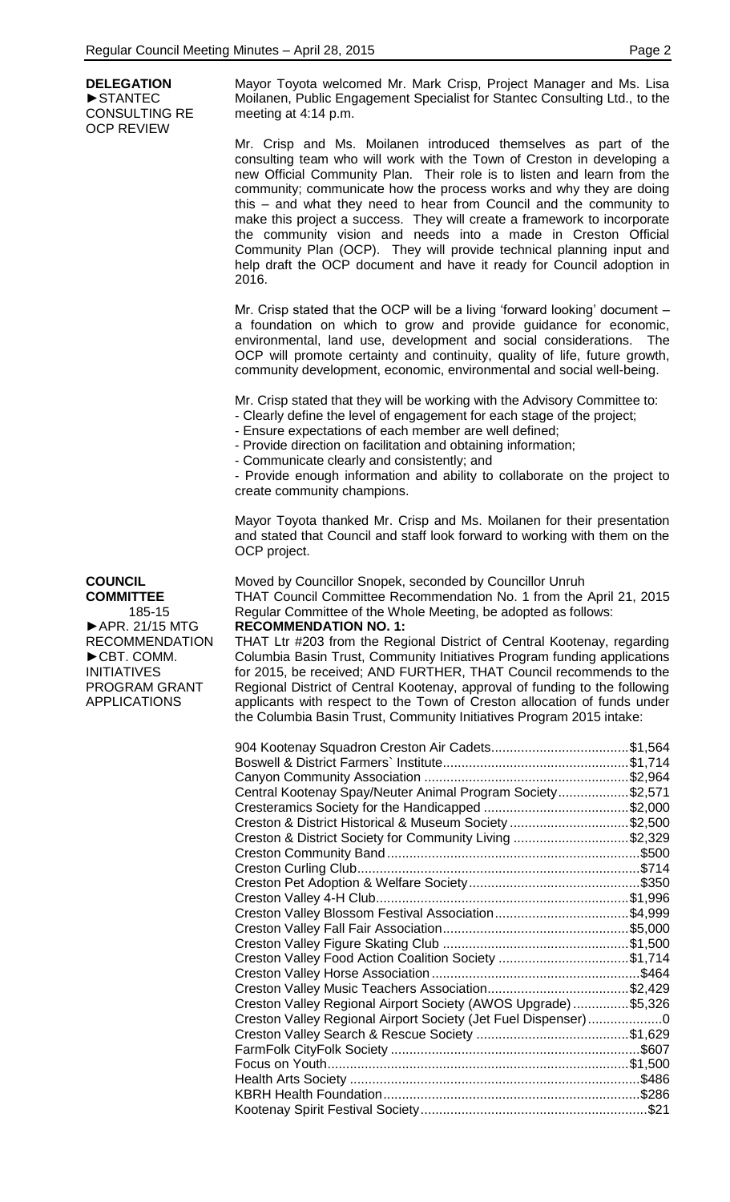**DELEGATION**
►STANTEC CONSULTING RE OCP REVIEW

Mayor Toyota welcomed Mr. Mark Crisp, Project Manager and Ms. Lisa Moilanen, Public Engagement Specialist for Stantec Consulting Ltd., to the meeting at 4:14 p.m.

Mr. Crisp and Ms. Moilanen introduced themselves as part of the consulting team who will work with the Town of Creston in developing a new Official Community Plan. Their role is to listen and learn from the community; communicate how the process works and why they are doing this – and what they need to hear from Council and the community to make this project a success. They will create a framework to incorporate the community vision and needs into a made in Creston Official Community Plan (OCP). They will provide technical planning input and help draft the OCP document and have it ready for Council adoption in 2016.

Mr. Crisp stated that the OCP will be a living 'forward looking' document – a foundation on which to grow and provide guidance for economic, environmental, land use, development and social considerations. The OCP will promote certainty and continuity, quality of life, future growth, community development, economic, environmental and social well-being.

Mr. Crisp stated that they will be working with the Advisory Committee to:
- Clearly define the level of engagement for each stage of the project;
- Ensure expectations of each member are well defined;
- Provide direction on facilitation and obtaining information;
- Communicate clearly and consistently; and
- Provide enough information and ability to collaborate on the project to create community champions.

Mayor Toyota thanked Mr. Crisp and Ms. Moilanen for their presentation and stated that Council and staff look forward to working with them on the OCP project.

**COUNCIL COMMITTEE**
185-15
►APR. 21/15 MTG RECOMMENDATION
►CBT. COMM. INITIATIVES PROGRAM GRANT APPLICATIONS

Moved by Councillor Snopek, seconded by Councillor Unruh
THAT Council Committee Recommendation No. 1 from the April 21, 2015 Regular Committee of the Whole Meeting, be adopted as follows:
**RECOMMENDATION NO. 1:**
THAT Ltr #203 from the Regional District of Central Kootenay, regarding Columbia Basin Trust, Community Initiatives Program funding applications for 2015, be received; AND FURTHER, THAT Council recommends to the Regional District of Central Kootenay, approval of funding to the following applicants with respect to the Town of Creston allocation of funds under the Columbia Basin Trust, Community Initiatives Program 2015 intake:

| Applicant | Amount |
|---|---|
| 904 Kootenay Squadron Creston Air Cadets | $1,564 |
| Boswell & District Farmers` Institute | $1,714 |
| Canyon Community Association | $2,964 |
| Central Kootenay Spay/Neuter Animal Program Society | $2,571 |
| Cresteramics Society for the Handicapped | $2,000 |
| Creston & District Historical & Museum Society | $2,500 |
| Creston & District Society for Community Living | $2,329 |
| Creston Community Band | $500 |
| Creston Curling Club | $714 |
| Creston Pet Adoption & Welfare Society | $350 |
| Creston Valley 4-H Club | $1,996 |
| Creston Valley Blossom Festival Association | $4,999 |
| Creston Valley Fall Fair Association | $5,000 |
| Creston Valley Figure Skating Club | $1,500 |
| Creston Valley Food Action Coalition Society | $1,714 |
| Creston Valley Horse Association | $464 |
| Creston Valley Music Teachers Association | $2,429 |
| Creston Valley Regional Airport Society (AWOS Upgrade) | $5,326 |
| Creston Valley Regional Airport Society (Jet Fuel Dispenser) | 0 |
| Creston Valley Search & Rescue Society | $1,629 |
| FarmFolk CityFolk Society | $607 |
| Focus on Youth | $1,500 |
| Health Arts Society | $486 |
| KBRH Health Foundation | $286 |
| Kootenay Spirit Festival Society | $21 |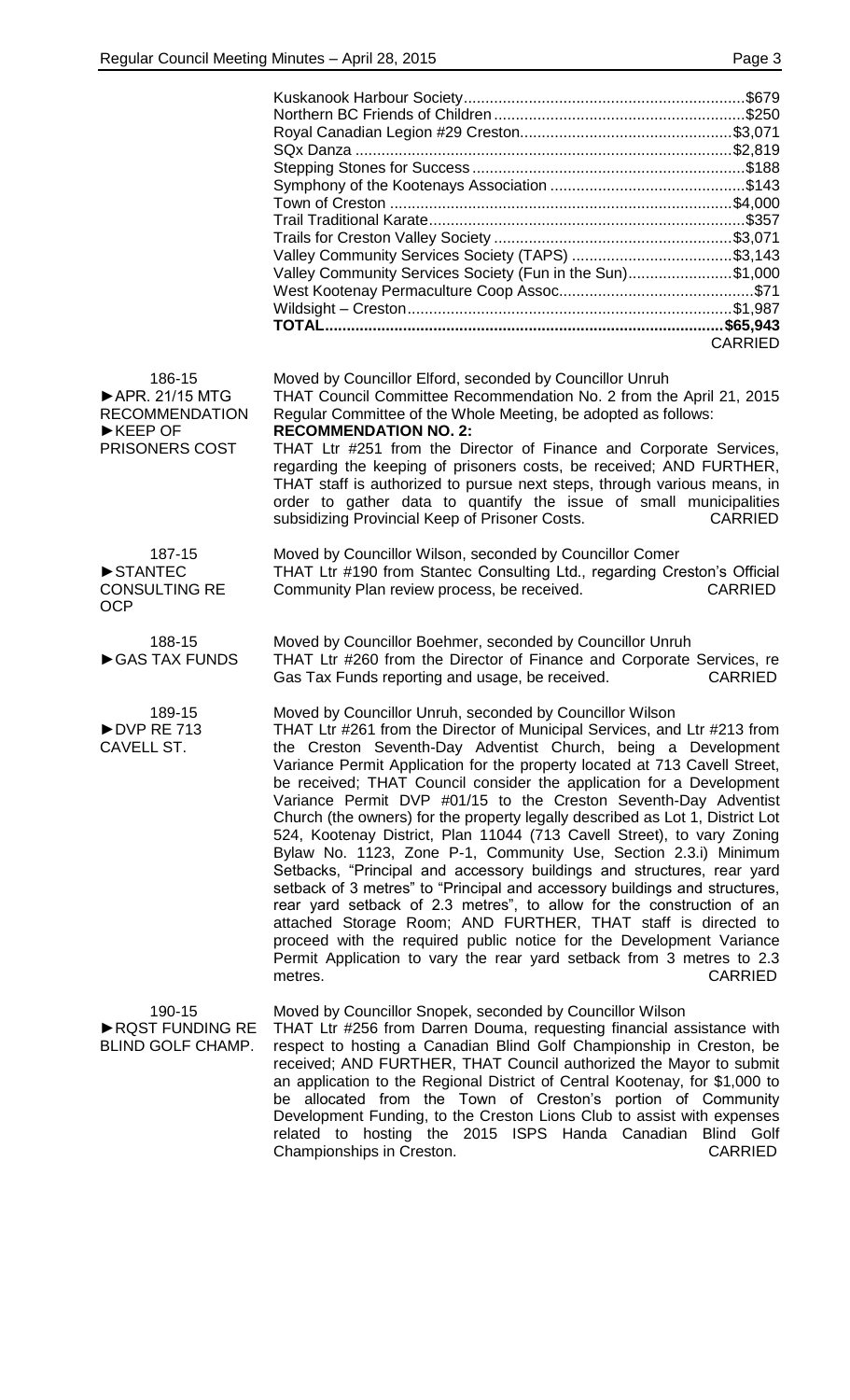| | |
|---|---|
| Kuskanook Harbour Society | $679 |
| Northern BC Friends of Children | $250 |
| Royal Canadian Legion #29 Creston | $3,071 |
| SQx Danza | $2,819 |
| Stepping Stones for Success | $188 |
| Symphony of the Kootenays Association | $143 |
| Town of Creston | $4,000 |
| Trail Traditional Karate | $357 |
| Trails for Creston Valley Society | $3,071 |
| Valley Community Services Society (TAPS) | $3,143 |
| Valley Community Services Society (Fun in the Sun) | $1,000 |
| West Kootenay Permaculture Coop Assoc. | $71 |
| Wildsight – Creston | $1,987 |
| **TOTAL** | **$65,943** |

CARRIED

**186-15**
**►APR. 21/15 MTG RECOMMENDATION ►KEEP OF PRISONERS COST**

Moved by Councillor Elford, seconded by Councillor Unruh
THAT Council Committee Recommendation No. 2 from the April 21, 2015 Regular Committee of the Whole Meeting, be adopted as follows:
**RECOMMENDATION NO. 2:**
THAT Ltr #251 from the Director of Finance and Corporate Services, regarding the keeping of prisoners costs, be received; AND FURTHER, THAT staff is authorized to pursue next steps, through various means, in order to gather data to quantify the issue of small municipalities subsidizing Provincial Keep of Prisoner Costs. CARRIED

**187-15**
**►STANTEC CONSULTING RE OCP**

Moved by Councillor Wilson, seconded by Councillor Comer
THAT Ltr #190 from Stantec Consulting Ltd., regarding Creston's Official Community Plan review process, be received. CARRIED

**188-15**
**►GAS TAX FUNDS**

Moved by Councillor Boehmer, seconded by Councillor Unruh
THAT Ltr #260 from the Director of Finance and Corporate Services, re Gas Tax Funds reporting and usage, be received. CARRIED

**189-15**
**►DVP RE 713 CAVELL ST.**

Moved by Councillor Unruh, seconded by Councillor Wilson
THAT Ltr #261 from the Director of Municipal Services, and Ltr #213 from the Creston Seventh-Day Adventist Church, being a Development Variance Permit Application for the property located at 713 Cavell Street, be received; THAT Council consider the application for a Development Variance Permit DVP #01/15 to the Creston Seventh-Day Adventist Church (the owners) for the property legally described as Lot 1, District Lot 524, Kootenay District, Plan 11044 (713 Cavell Street), to vary Zoning Bylaw No. 1123, Zone P-1, Community Use, Section 2.3.i) Minimum Setbacks, "Principal and accessory buildings and structures, rear yard setback of 3 metres" to "Principal and accessory buildings and structures, rear yard setback of 2.3 metres", to allow for the construction of an attached Storage Room; AND FURTHER, THAT staff is directed to proceed with the required public notice for the Development Variance Permit Application to vary the rear yard setback from 3 metres to 2.3 metres. CARRIED

**190-15**
**►RQST FUNDING RE BLIND GOLF CHAMP.**

Moved by Councillor Snopek, seconded by Councillor Wilson
THAT Ltr #256 from Darren Douma, requesting financial assistance with respect to hosting a Canadian Blind Golf Championship in Creston, be received; AND FURTHER, THAT Council authorized the Mayor to submit an application to the Regional District of Central Kootenay, for $1,000 to be allocated from the Town of Creston's portion of Community Development Funding, to the Creston Lions Club to assist with expenses related to hosting the 2015 ISPS Handa Canadian Blind Golf Championships in Creston. CARRIED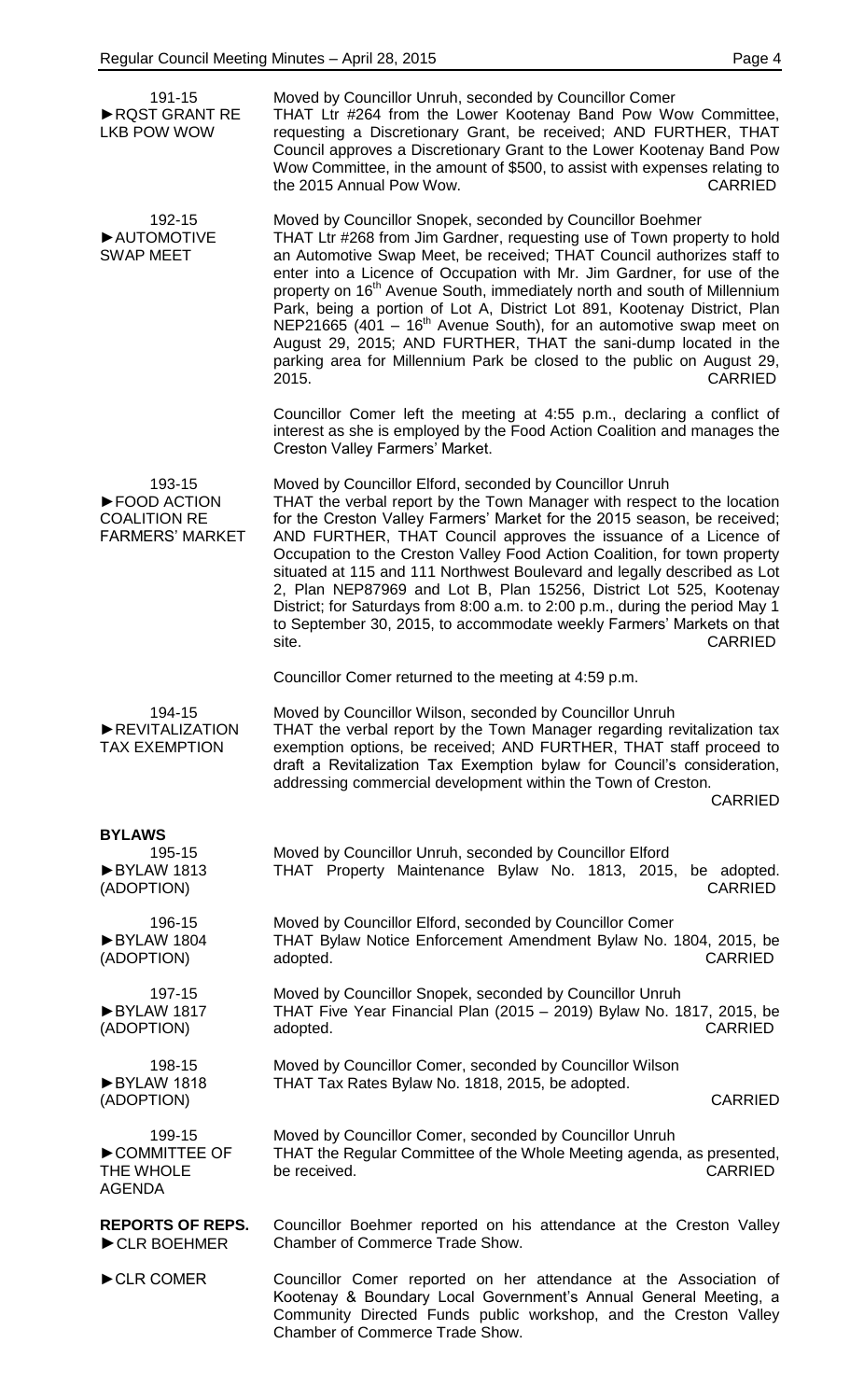191-15
►RQST GRANT RE LKB POW WOW

Moved by Councillor Unruh, seconded by Councillor Comer
THAT Ltr #264 from the Lower Kootenay Band Pow Wow Committee, requesting a Discretionary Grant, be received; AND FURTHER, THAT Council approves a Discretionary Grant to the Lower Kootenay Band Pow Wow Committee, in the amount of $500, to assist with expenses relating to the 2015 Annual Pow Wow. CARRIED

192-15
►AUTOMOTIVE SWAP MEET

Moved by Councillor Snopek, seconded by Councillor Boehmer
THAT Ltr #268 from Jim Gardner, requesting use of Town property to hold an Automotive Swap Meet, be received; THAT Council authorizes staff to enter into a Licence of Occupation with Mr. Jim Gardner, for use of the property on 16th Avenue South, immediately north and south of Millennium Park, being a portion of Lot A, District Lot 891, Kootenay District, Plan NEP21665 (401 – 16th Avenue South), for an automotive swap meet on August 29, 2015; AND FURTHER, THAT the sani-dump located in the parking area for Millennium Park be closed to the public on August 29, 2015. CARRIED

Councillor Comer left the meeting at 4:55 p.m., declaring a conflict of interest as she is employed by the Food Action Coalition and manages the Creston Valley Farmers' Market.

193-15
►FOOD ACTION COALITION RE FARMERS' MARKET

Moved by Councillor Elford, seconded by Councillor Unruh
THAT the verbal report by the Town Manager with respect to the location for the Creston Valley Farmers' Market for the 2015 season, be received; AND FURTHER, THAT Council approves the issuance of a Licence of Occupation to the Creston Valley Food Action Coalition, for town property situated at 115 and 111 Northwest Boulevard and legally described as Lot 2, Plan NEP87969 and Lot B, Plan 15256, District Lot 525, Kootenay District; for Saturdays from 8:00 a.m. to 2:00 p.m., during the period May 1 to September 30, 2015, to accommodate weekly Farmers' Markets on that site. CARRIED

Councillor Comer returned to the meeting at 4:59 p.m.

194-15
►REVITALIZATION TAX EXEMPTION

Moved by Councillor Wilson, seconded by Councillor Unruh
THAT the verbal report by the Town Manager regarding revitalization tax exemption options, be received; AND FURTHER, THAT staff proceed to draft a Revitalization Tax Exemption bylaw for Council's consideration, addressing commercial development within the Town of Creston. CARRIED

**BYLAWS**

195-15
►BYLAW 1813 (ADOPTION)

Moved by Councillor Unruh, seconded by Councillor Elford
THAT Property Maintenance Bylaw No. 1813, 2015, be adopted. CARRIED

196-15
►BYLAW 1804 (ADOPTION)

Moved by Councillor Elford, seconded by Councillor Comer
THAT Bylaw Notice Enforcement Amendment Bylaw No. 1804, 2015, be adopted. CARRIED

197-15
►BYLAW 1817 (ADOPTION)

Moved by Councillor Snopek, seconded by Councillor Unruh
THAT Five Year Financial Plan (2015 – 2019) Bylaw No. 1817, 2015, be adopted. CARRIED

198-15
►BYLAW 1818 (ADOPTION)

Moved by Councillor Comer, seconded by Councillor Wilson
THAT Tax Rates Bylaw No. 1818, 2015, be adopted. CARRIED

199-15
►COMMITTEE OF THE WHOLE AGENDA

Moved by Councillor Comer, seconded by Councillor Unruh
THAT the Regular Committee of the Whole Meeting agenda, as presented, be received. CARRIED

**REPORTS OF REPS.**

►CLR BOEHMER

Councillor Boehmer reported on his attendance at the Creston Valley Chamber of Commerce Trade Show.

►CLR COMER

Councillor Comer reported on her attendance at the Association of Kootenay & Boundary Local Government's Annual General Meeting, a Community Directed Funds public workshop, and the Creston Valley Chamber of Commerce Trade Show.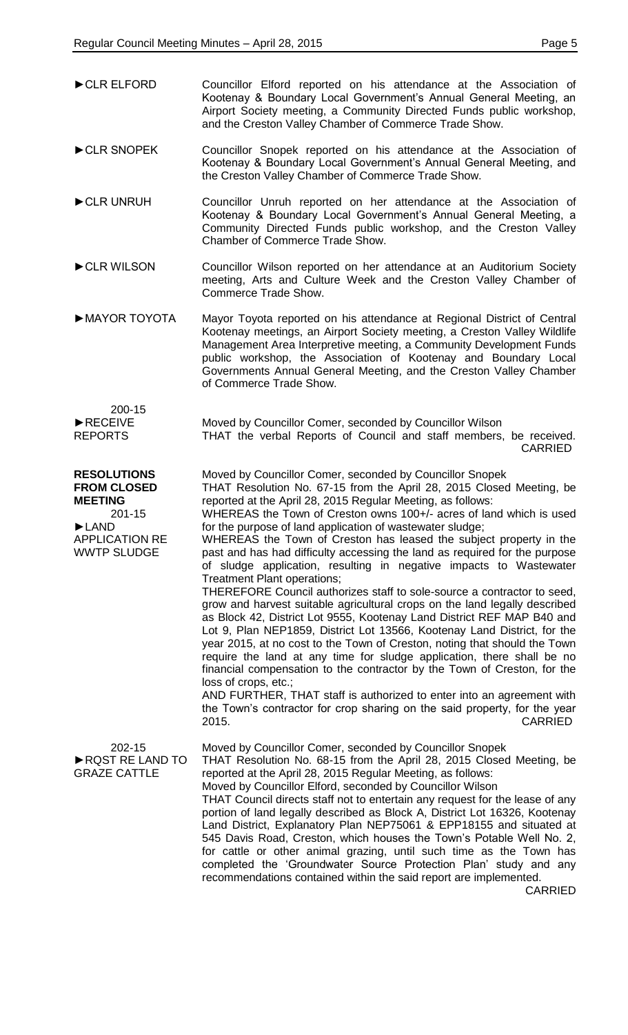►CLR ELFORD — Councillor Elford reported on his attendance at the Association of Kootenay & Boundary Local Government's Annual General Meeting, an Airport Society meeting, a Community Directed Funds public workshop, and the Creston Valley Chamber of Commerce Trade Show.

►CLR SNOPEK — Councillor Snopek reported on his attendance at the Association of Kootenay & Boundary Local Government's Annual General Meeting, and the Creston Valley Chamber of Commerce Trade Show.

►CLR UNRUH — Councillor Unruh reported on her attendance at the Association of Kootenay & Boundary Local Government's Annual General Meeting, a Community Directed Funds public workshop, and the Creston Valley Chamber of Commerce Trade Show.

►CLR WILSON — Councillor Wilson reported on her attendance at an Auditorium Society meeting, Arts and Culture Week and the Creston Valley Chamber of Commerce Trade Show.

►MAYOR TOYOTA — Mayor Toyota reported on his attendance at Regional District of Central Kootenay meetings, an Airport Society meeting, a Creston Valley Wildlife Management Area Interpretive meeting, a Community Development Funds public workshop, the Association of Kootenay and Boundary Local Governments Annual General Meeting, and the Creston Valley Chamber of Commerce Trade Show.

200-15
►RECEIVE REPORTS

Moved by Councillor Comer, seconded by Councillor Wilson
THAT the verbal Reports of Council and staff members, be received.
CARRIED

**RESOLUTIONS FROM CLOSED MEETING**

201-15
►LAND APPLICATION RE WWTP SLUDGE

Moved by Councillor Comer, seconded by Councillor Snopek
THAT Resolution No. 67-15 from the April 28, 2015 Closed Meeting, be reported at the April 28, 2015 Regular Meeting, as follows:
WHEREAS the Town of Creston owns 100+/- acres of land which is used for the purpose of land application of wastewater sludge;
WHEREAS the Town of Creston has leased the subject property in the past and has had difficulty accessing the land as required for the purpose of sludge application, resulting in negative impacts to Wastewater Treatment Plant operations;
THEREFORE Council authorizes staff to sole-source a contractor to seed, grow and harvest suitable agricultural crops on the land legally described as Block 42, District Lot 9555, Kootenay Land District REF MAP B40 and Lot 9, Plan NEP1859, District Lot 13566, Kootenay Land District, for the year 2015, at no cost to the Town of Creston, noting that should the Town require the land at any time for sludge application, there shall be no financial compensation to the contractor by the Town of Creston, for the loss of crops, etc.;
AND FURTHER, THAT staff is authorized to enter into an agreement with the Town's contractor for crop sharing on the said property, for the year 2015.
CARRIED

202-15
►RQST RE LAND TO GRAZE CATTLE

Moved by Councillor Comer, seconded by Councillor Snopek
THAT Resolution No. 68-15 from the April 28, 2015 Closed Meeting, be reported at the April 28, 2015 Regular Meeting, as follows:
Moved by Councillor Elford, seconded by Councillor Wilson
THAT Council directs staff not to entertain any request for the lease of any portion of land legally described as Block A, District Lot 16326, Kootenay Land District, Explanatory Plan NEP75061 & EPP18155 and situated at 545 Davis Road, Creston, which houses the Town's Potable Well No. 2, for cattle or other animal grazing, until such time as the Town has completed the 'Groundwater Source Protection Plan' study and any recommendations contained within the said report are implemented.
CARRIED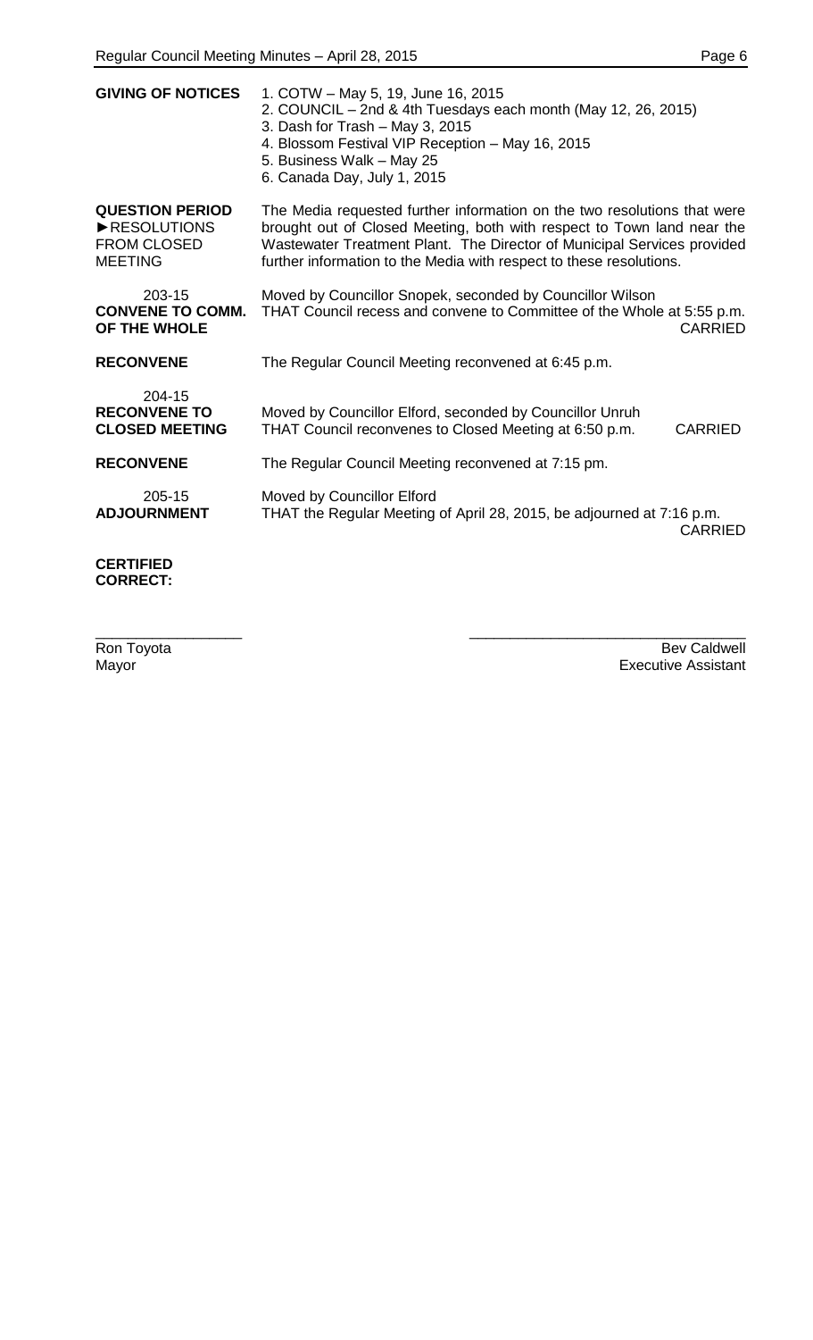**GIVING OF NOTICES**

1. COTW – May 5, 19, June 16, 2015
2. COUNCIL – 2nd & 4th Tuesdays each month (May 12, 26, 2015)
3. Dash for Trash – May 3, 2015
4. Blossom Festival VIP Reception – May 16, 2015
5. Business Walk – May 25
6. Canada Day, July 1, 2015

**QUESTION PERIOD**
►RESOLUTIONS FROM CLOSED MEETING

The Media requested further information on the two resolutions that were brought out of Closed Meeting, both with respect to Town land near the Wastewater Treatment Plant. The Director of Municipal Services provided further information to the Media with respect to these resolutions.

203-15
**CONVENE TO COMM. OF THE WHOLE**

Moved by Councillor Snopek, seconded by Councillor Wilson
THAT Council recess and convene to Committee of the Whole at 5:55 p.m.
CARRIED

**RECONVENE**

The Regular Council Meeting reconvened at 6:45 p.m.

204-15
**RECONVENE TO CLOSED MEETING**

Moved by Councillor Elford, seconded by Councillor Unruh
THAT Council reconvenes to Closed Meeting at 6:50 p.m.
CARRIED

**RECONVENE**

The Regular Council Meeting reconvened at 7:15 pm.

205-15
**ADJOURNMENT**

Moved by Councillor Elford
THAT the Regular Meeting of April 28, 2015, be adjourned at 7:16 p.m.
CARRIED

**CERTIFIED CORRECT:**

\_\_\_\_\_\_\_\_\_\_\_\_\_\_\_\_\_\_
Ron Toyota
Mayor

\_\_\_\_\_\_\_\_\_\_\_\_\_\_\_\_\_\_
Bev Caldwell
Executive Assistant